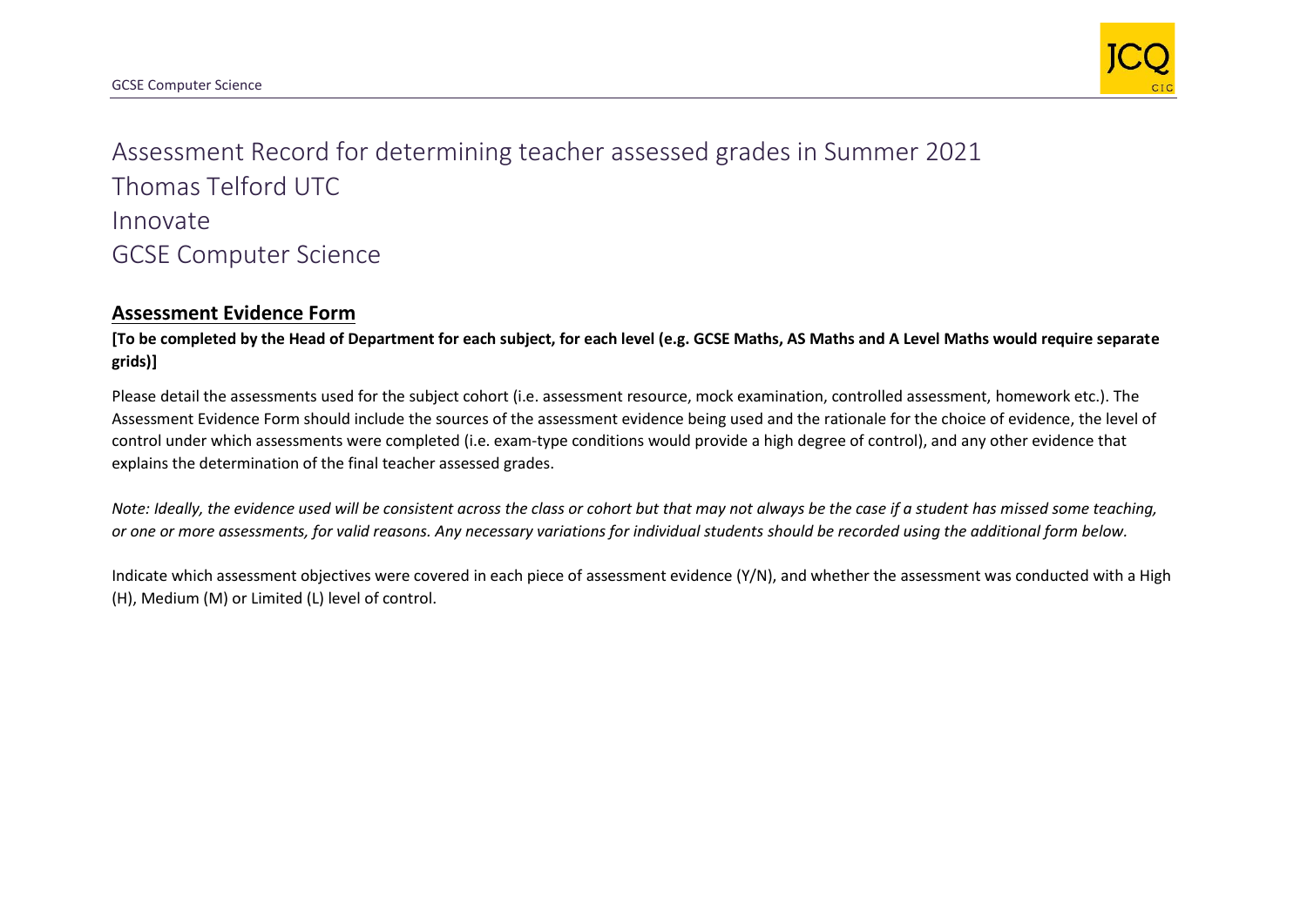# Assessment Record for determining teacher assessed grades in Summer 2021

# Thomas Telford UTC

# Innovate

# GCSE Computer Science

## Assessment Evidence Form

**[To be completed by the Head of Department for each subject, for each level (e.g. GCSE Maths, AS Maths and A Level Maths would require separate grids)]**

Please detail the assessments used for the subject cohort (i.e. assessment resource, mock examination, controlled assessment, homework etc.). The Assessment Evidence Form should include the sources of the assessment evidence being used and the rationale for the choice of evidence, the level of control under which assessments were completed (i.e. exam-type conditions would provide a high degree of control), and any other evidence that explains the determination of the final teacher assessed grades.

*Note: Ideally, the evidence used will be consistent across the class or cohort but that may not always be the case if a student has missed some teaching, or one or more assessments, for valid reasons. Any necessary variations for individual students should be recorded using the additional form below.*

Indicate which assessment objectives were covered in each piece of assessment evidence (Y/N), and whether the assessment was conducted with a High (H), Medium (M) or Limited (L) level of control.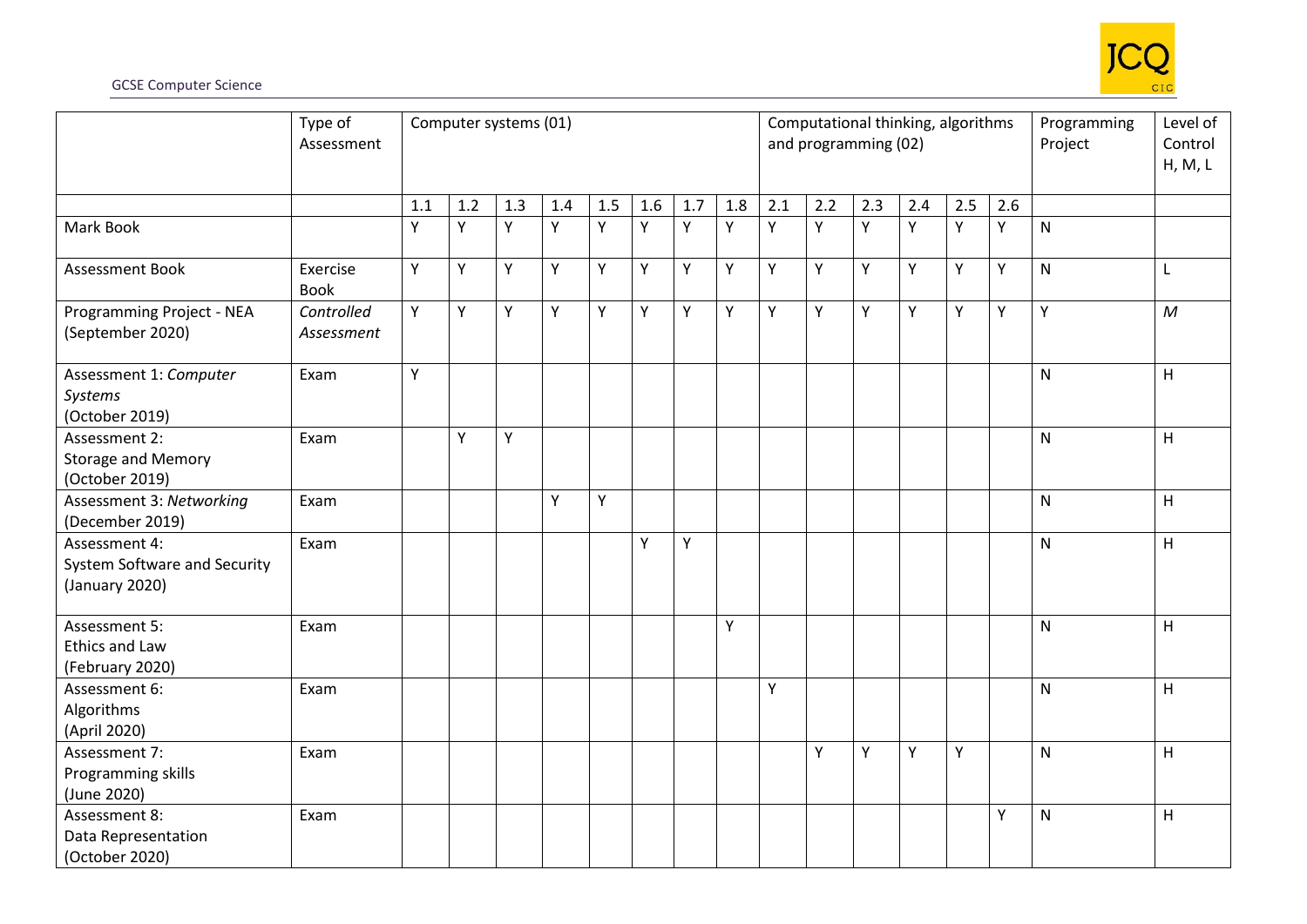| | Type of Assessment | Computer systems (01) | | | | | | | | Computational thinking, algorithms and programming (02) | | | | | | Programming Project | Level of Control H, M, L |
|---|---|---|---|---|---|---|---|---|---|---|---|---|---|---|---|---|---|
| | | 1.1 | 1.2 | 1.3 | 1.4 | 1.5 | 1.6 | 1.7 | 1.8 | 2.1 | 2.2 | 2.3 | 2.4 | 2.5 | 2.6 | | |
| Mark Book | | Y | Y | Y | Y | Y | Y | Y | Y | Y | Y | Y | Y | Y | Y | N | |
| Assessment Book | Exercise Book | Y | Y | Y | Y | Y | Y | Y | Y | Y | Y | Y | Y | Y | Y | N | L |
| Programming Project - NEA (September 2020) | *Controlled Assessment* | Y | Y | Y | Y | Y | Y | Y | Y | Y | Y | Y | Y | Y | Y | Y | *M* |
| Assessment 1: *Computer Systems* (October 2019) | Exam | Y | | | | | | | | | | | | | | N | H |
| Assessment 2: Storage and Memory (October 2019) | Exam | | Y | Y | | | | | | | | | | | | N | H |
| Assessment 3: *Networking* (December 2019) | Exam | | | | Y | Y | | | | | | | | | | N | H |
| Assessment 4: System Software and Security (January 2020) | Exam | | | | | | Y | Y | | | | | | | | N | H |
| Assessment 5: Ethics and Law (February 2020) | Exam | | | | | | | | Y | | | | | | | N | H |
| Assessment 6: Algorithms (April 2020) | Exam | | | | | | | | | Y | | | | | | N | H |
| Assessment 7: Programming skills (June 2020) | Exam | | | | | | | | | | Y | Y | Y | Y | | N | H |
| Assessment 8: Data Representation (October 2020) | Exam | | | | | | | | | | | | | | Y | N | H |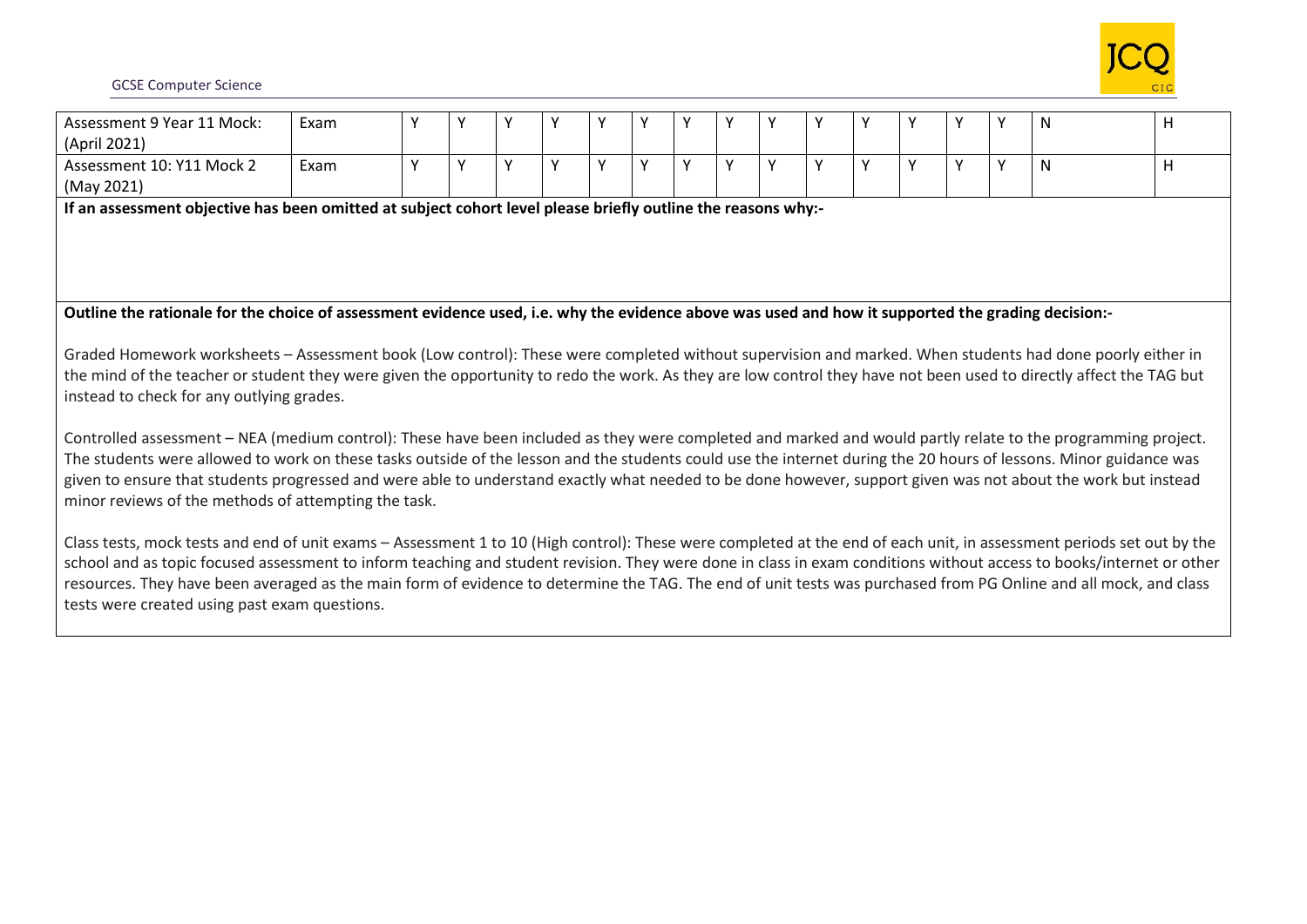| | | | | | | | | | | | | | | | | | |
|---|---|---|---|---|---|---|---|---|---|---|---|---|---|---|---|---|---|
| Assessment 9 Year 11 Mock: (April 2021) | Exam | Y | Y | Y | Y | Y | Y | Y | Y | Y | Y | Y | Y | Y | Y | N | H |
| Assessment 10: Y11 Mock 2 (May 2021) | Exam | Y | Y | Y | Y | Y | Y | Y | Y | Y | Y | Y | Y | Y | Y | N | H |

**If an assessment objective has been omitted at subject cohort level please briefly outline the reasons why:-**

**Outline the rationale for the choice of assessment evidence used, i.e. why the evidence above was used and how it supported the grading decision:-**

Graded Homework worksheets – Assessment book (Low control): These were completed without supervision and marked. When students had done poorly either in the mind of the teacher or student they were given the opportunity to redo the work. As they are low control they have not been used to directly affect the TAG but instead to check for any outlying grades.

Controlled assessment – NEA (medium control): These have been included as they were completed and marked and would partly relate to the programming project. The students were allowed to work on these tasks outside of the lesson and the students could use the internet during the 20 hours of lessons. Minor guidance was given to ensure that students progressed and were able to understand exactly what needed to be done however, support given was not about the work but instead minor reviews of the methods of attempting the task.

Class tests, mock tests and end of unit exams – Assessment 1 to 10 (High control): These were completed at the end of each unit, in assessment periods set out by the school and as topic focused assessment to inform teaching and student revision. They were done in class in exam conditions without access to books/internet or other resources. They have been averaged as the main form of evidence to determine the TAG. The end of unit tests was purchased from PG Online and all mock, and class tests were created using past exam questions.